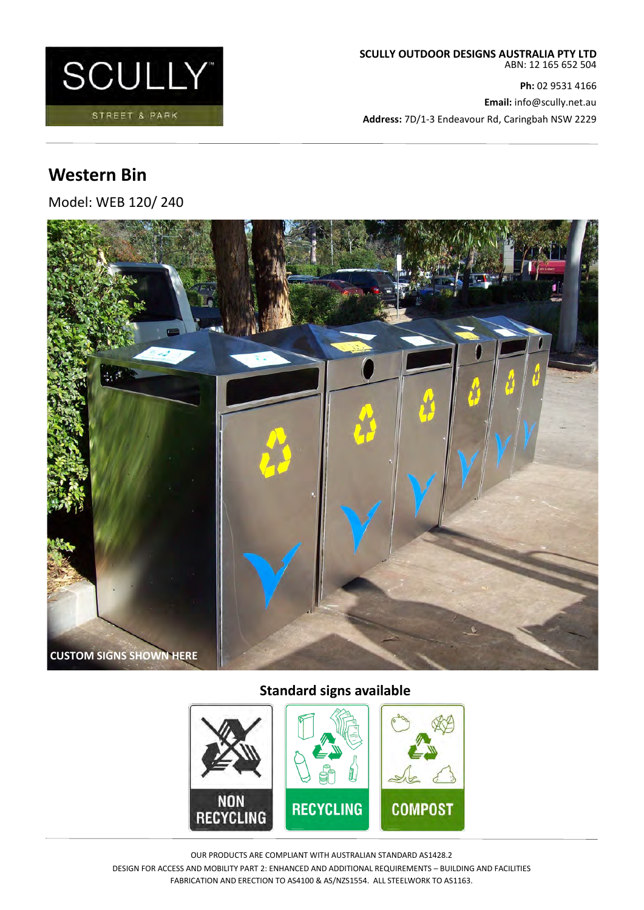SCULLY™

STREET & PARK

**SCULLY OUTDOOR DESIGNS AUSTRALIA PTY LTD**
ABN: 12 165 652 504

**Ph:** 02 9531 4166

**Email:** info@scully.net.au

**Address:** 7D/1-3 Endeavour Rd, Caringbah NSW 2229

# Western Bin

Model: WEB 120/ 240

**CUSTOM SIGNS SHOWN HERE**

## Standard signs available

NON RECYCLING

RECYCLING

COMPOST

OUR PRODUCTS ARE COMPLIANT WITH AUSTRALIAN STANDARD AS1428.2
DESIGN FOR ACCESS AND MOBILITY PART 2: ENHANCED AND ADDITIONAL REQUIREMENTS – BUILDING AND FACILITIES
FABRICATION AND ERECTION TO AS4100 & AS/NZS1554. ALL STEELWORK TO AS1163.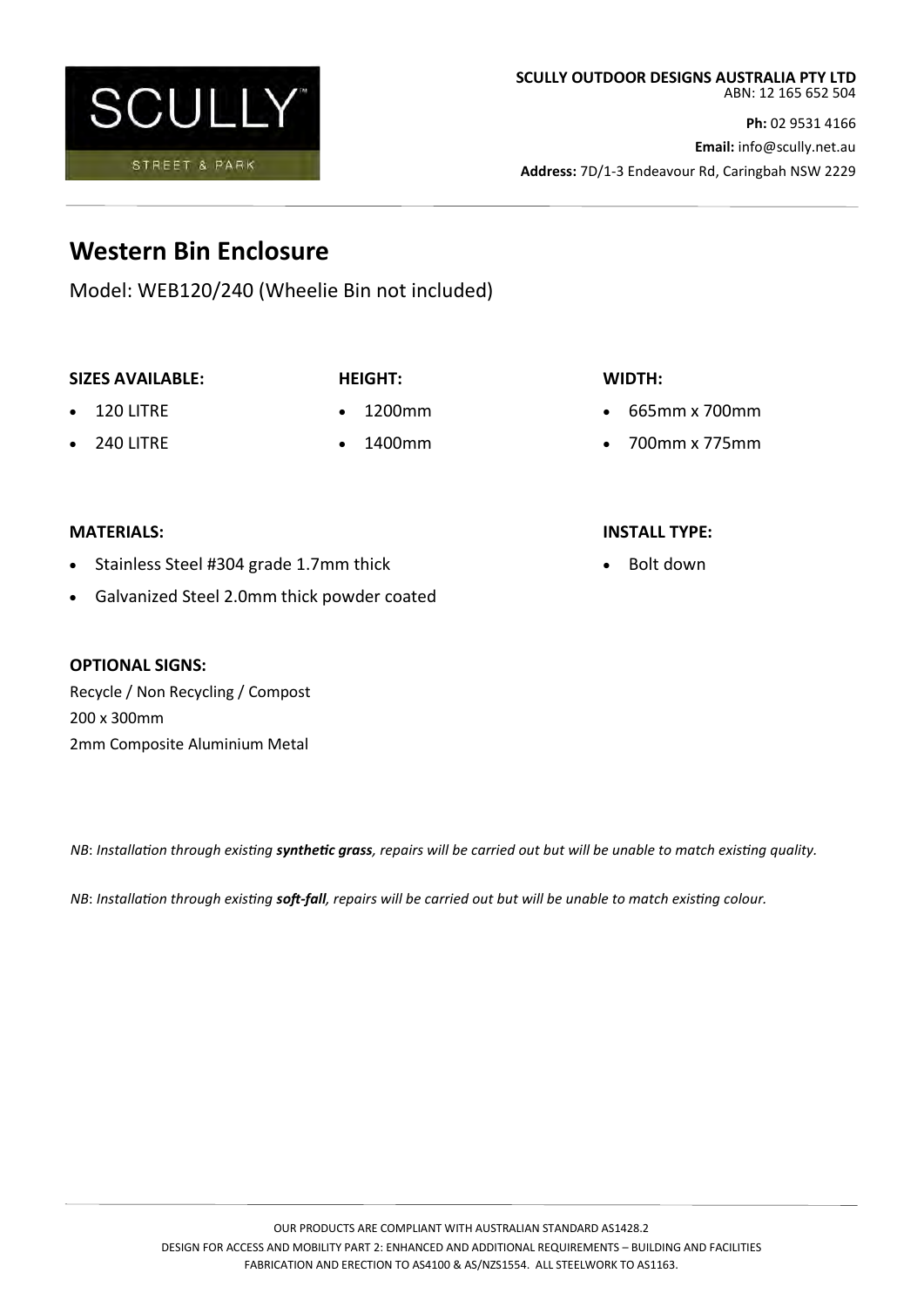SCULLY

STREET & PARK

**SCULLY OUTDOOR DESIGNS AUSTRALIA PTY LTD**
ABN: 12 165 652 504

**Ph:** 02 9531 4166
**Email:** info@scully.net.au
**Address:** 7D/1-3 Endeavour Rd, Caringbah NSW 2229

# Western Bin Enclosure

Model: WEB120/240 (Wheelie Bin not included)

**SIZES AVAILABLE:**

- 120 LITRE
- 240 LITRE

**HEIGHT:**

- 1200mm
- 1400mm

**WIDTH:**

- 665mm x 700mm
- 700mm x 775mm

**MATERIALS:**

- Stainless Steel #304 grade 1.7mm thick
- Galvanized Steel 2.0mm thick powder coated

**INSTALL TYPE:**

- Bolt down

**OPTIONAL SIGNS:**

Recycle / Non Recycling / Compost
200 x 300mm
2mm Composite Aluminium Metal

*NB: Installation through existing **synthetic grass**, repairs will be carried out but will be unable to match existing quality.*

*NB: Installation through existing **soft-fall**, repairs will be carried out but will be unable to match existing colour.*

OUR PRODUCTS ARE COMPLIANT WITH AUSTRALIAN STANDARD AS1428.2
DESIGN FOR ACCESS AND MOBILITY PART 2: ENHANCED AND ADDITIONAL REQUIREMENTS – BUILDING AND FACILITIES
FABRICATION AND ERECTION TO AS4100 & AS/NZS1554. ALL STEELWORK TO AS1163.